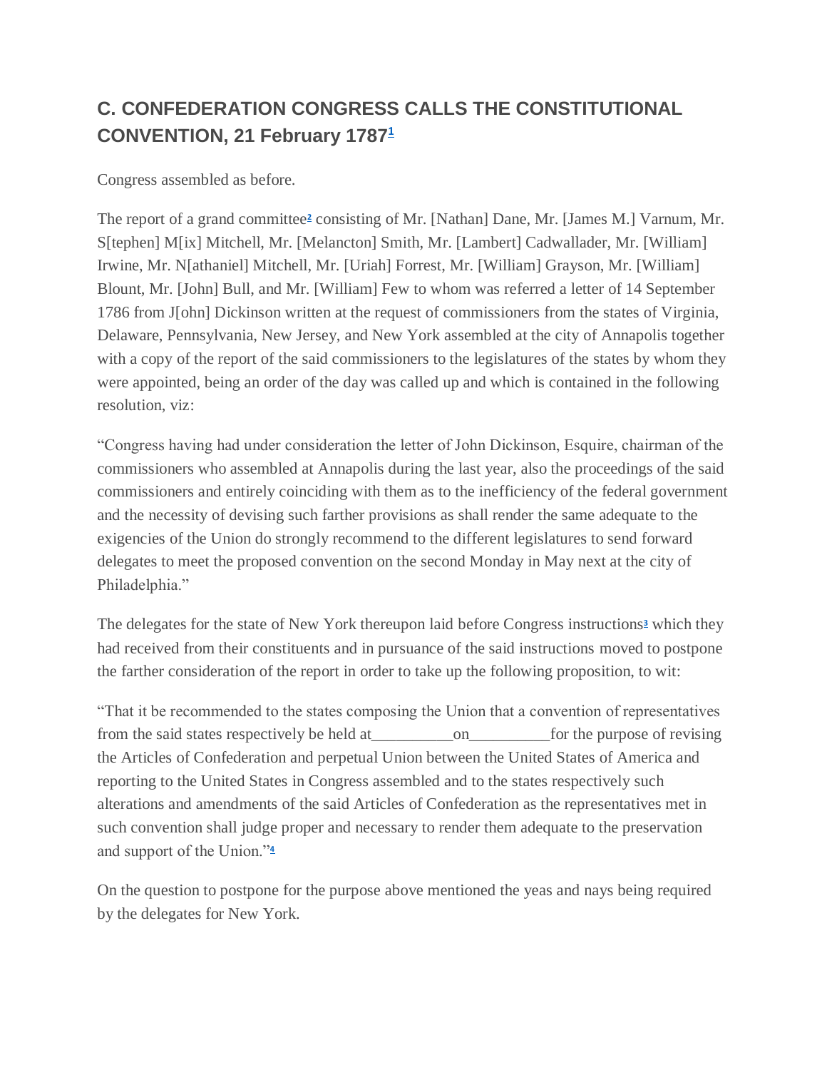## C. CONFEDERATION CONGRESS CALLS THE CONSTITUTIONAL CONVENTION, 21 February 1787[1]

Congress assembled as before.

The report of a grand committee[2] consisting of Mr. [Nathan] Dane, Mr. [James M.] Varnum, Mr. S[tephen] M[ix] Mitchell, Mr. [Melancton] Smith, Mr. [Lambert] Cadwallader, Mr. [William] Irwine, Mr. N[athaniel] Mitchell, Mr. [Uriah] Forrest, Mr. [William] Grayson, Mr. [William] Blount, Mr. [John] Bull, and Mr. [William] Few to whom was referred a letter of 14 September 1786 from J[ohn] Dickinson written at the request of commissioners from the states of Virginia, Delaware, Pennsylvania, New Jersey, and New York assembled at the city of Annapolis together with a copy of the report of the said commissioners to the legislatures of the states by whom they were appointed, being an order of the day was called up and which is contained in the following resolution, viz:

"Congress having had under consideration the letter of John Dickinson, Esquire, chairman of the commissioners who assembled at Annapolis during the last year, also the proceedings of the said commissioners and entirely coinciding with them as to the inefficiency of the federal government and the necessity of devising such farther provisions as shall render the same adequate to the exigencies of the Union do strongly recommend to the different legislatures to send forward delegates to meet the proposed convention on the second Monday in May next at the city of Philadelphia."

The delegates for the state of New York thereupon laid before Congress instructions[3] which they had received from their constituents and in pursuance of the said instructions moved to postpone the farther consideration of the report in order to take up the following proposition, to wit:

"That it be recommended to the states composing the Union that a convention of representatives from the said states respectively be held at__________on__________for the purpose of revising the Articles of Confederation and perpetual Union between the United States of America and reporting to the United States in Congress assembled and to the states respectively such alterations and amendments of the said Articles of Confederation as the representatives met in such convention shall judge proper and necessary to render them adequate to the preservation and support of the Union."[4]

On the question to postpone for the purpose above mentioned the yeas and nays being required by the delegates for New York.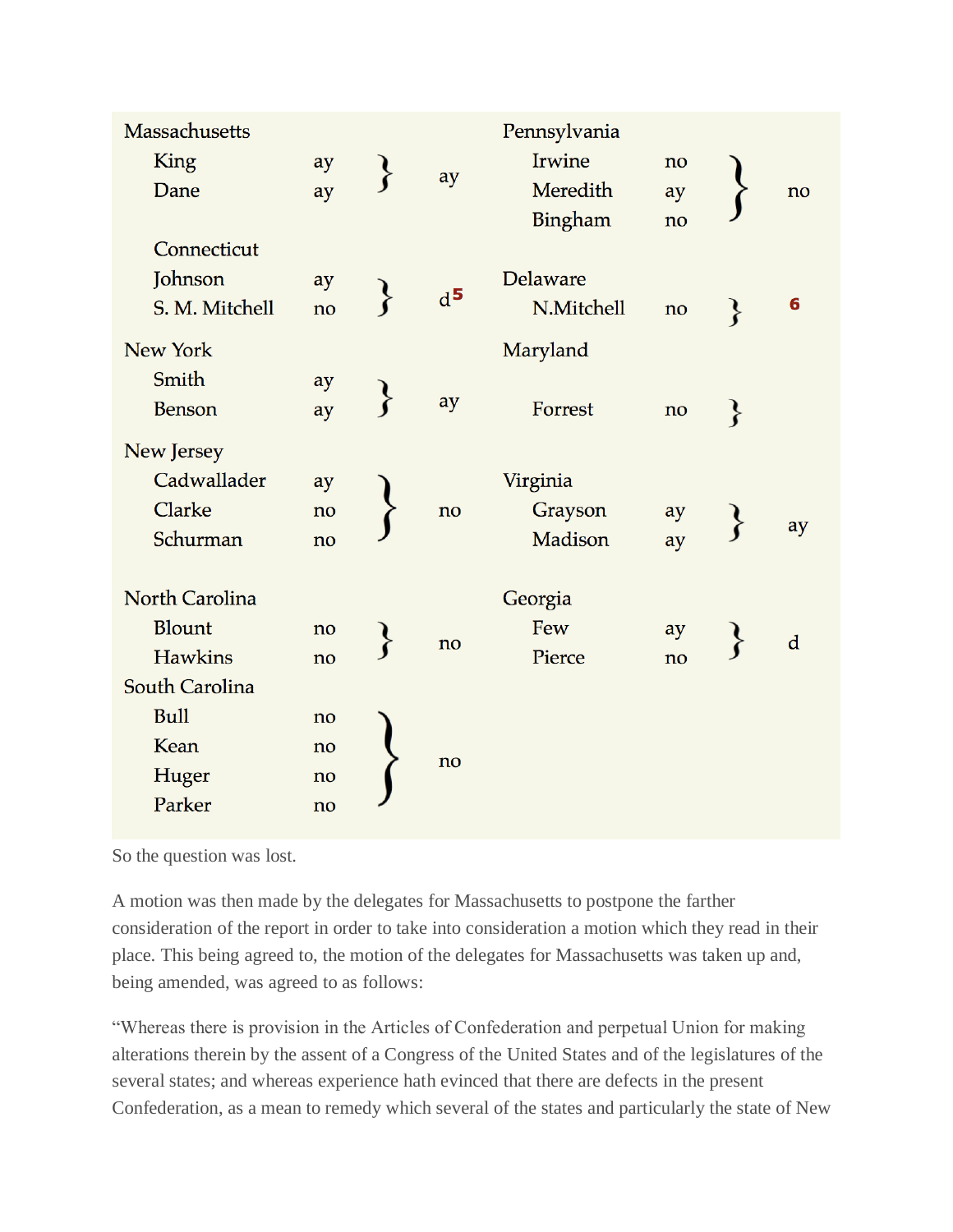| State | Delegate | Vote | State vote |
|---|---|---|---|
| Massachusetts | | | |
| | King | ay | ay |
| | Dane | ay | |
| Connecticut | | | |
| | Johnson | ay | d[5] |
| | S. M. Mitchell | no | |
| New York | | | |
| | Smith | ay | ay |
| | Benson | ay | |
| New Jersey | | | |
| | Cadwallader | ay | no |
| | Clarke | no | |
| | Schurman | no | |
| North Carolina | | | |
| | Blount | no | no |
| | Hawkins | no | |
| South Carolina | | | |
| | Bull | no | no |
| | Kean | no | |
| | Huger | no | |
| | Parker | no | |
| Pennsylvania | | | |
| | Irwine | no | no |
| | Meredith | ay | |
| | Bingham | no | |
| Delaware | | | |
| | N.Mitchell | no | [6] |
| Maryland | | | |
| | Forrest | no | |
| Virginia | | | |
| | Grayson | ay | ay |
| | Madison | ay | |
| Georgia | | | |
| | Few | ay | d |
| | Pierce | no | |

So the question was lost.

A motion was then made by the delegates for Massachusetts to postpone the farther consideration of the report in order to take into consideration a motion which they read in their place. This being agreed to, the motion of the delegates for Massachusetts was taken up and, being amended, was agreed to as follows:

"Whereas there is provision in the Articles of Confederation and perpetual Union for making alterations therein by the assent of a Congress of the United States and of the legislatures of the several states; and whereas experience hath evinced that there are defects in the present Confederation, as a mean to remedy which several of the states and particularly the state of New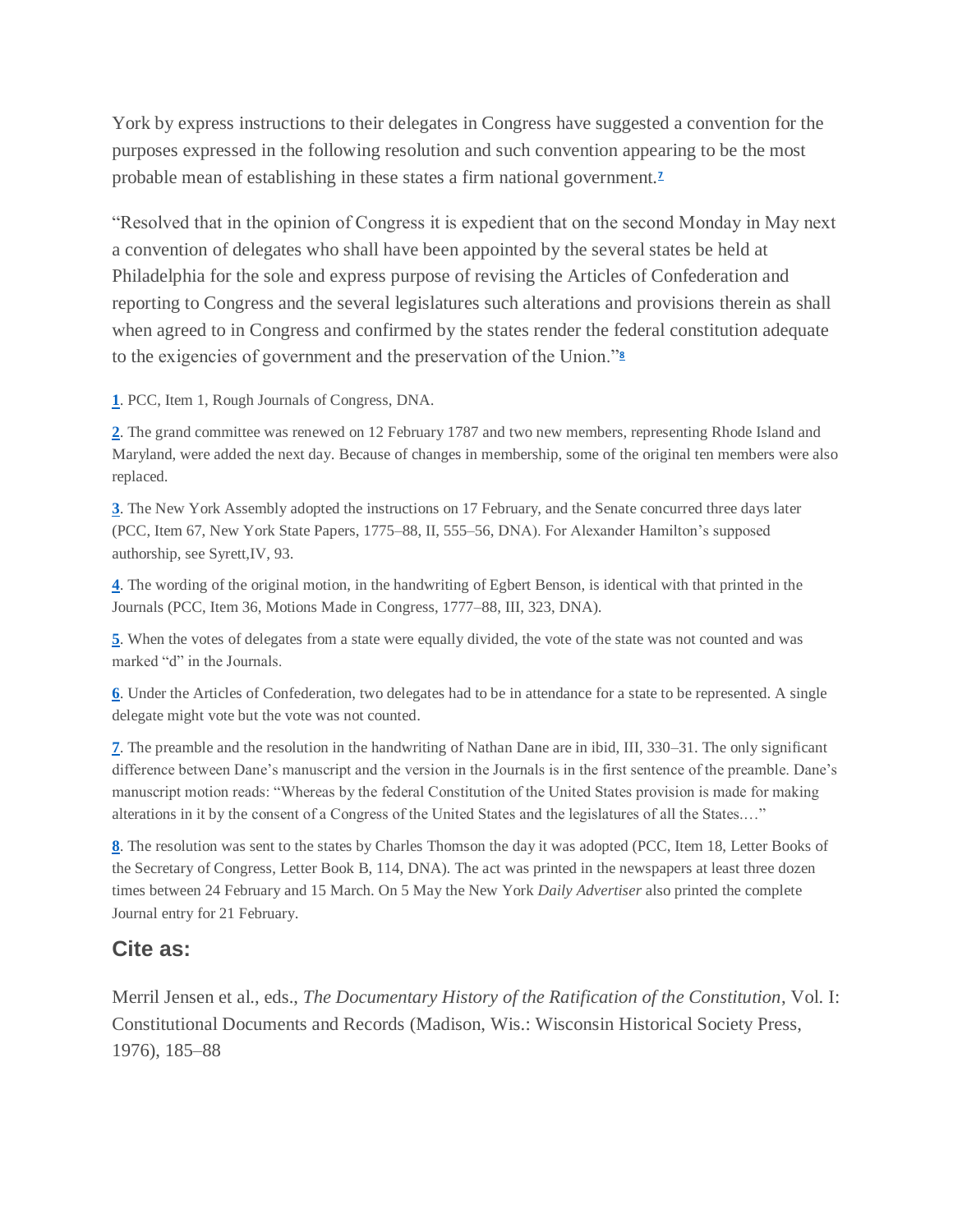York by express instructions to their delegates in Congress have suggested a convention for the purposes expressed in the following resolution and such convention appearing to be the most probable mean of establishing in these states a firm national government.[7]

"Resolved that in the opinion of Congress it is expedient that on the second Monday in May next a convention of delegates who shall have been appointed by the several states be held at Philadelphia for the sole and express purpose of revising the Articles of Confederation and reporting to Congress and the several legislatures such alterations and provisions therein as shall when agreed to in Congress and confirmed by the states render the federal constitution adequate to the exigencies of government and the preservation of the Union."[8]

**1**. PCC, Item 1, Rough Journals of Congress, DNA.

**2**. The grand committee was renewed on 12 February 1787 and two new members, representing Rhode Island and Maryland, were added the next day. Because of changes in membership, some of the original ten members were also replaced.

**3**. The New York Assembly adopted the instructions on 17 February, and the Senate concurred three days later (PCC, Item 67, New York State Papers, 1775–88, II, 555–56, DNA). For Alexander Hamilton's supposed authorship, see Syrett,IV, 93.

**4**. The wording of the original motion, in the handwriting of Egbert Benson, is identical with that printed in the Journals (PCC, Item 36, Motions Made in Congress, 1777–88, III, 323, DNA).

**5**. When the votes of delegates from a state were equally divided, the vote of the state was not counted and was marked "d" in the Journals.

**6**. Under the Articles of Confederation, two delegates had to be in attendance for a state to be represented. A single delegate might vote but the vote was not counted.

**7**. The preamble and the resolution in the handwriting of Nathan Dane are in ibid, III, 330–31. The only significant difference between Dane's manuscript and the version in the Journals is in the first sentence of the preamble. Dane's manuscript motion reads: "Whereas by the federal Constitution of the United States provision is made for making alterations in it by the consent of a Congress of the United States and the legislatures of all the States.…"

**8**. The resolution was sent to the states by Charles Thomson the day it was adopted (PCC, Item 18, Letter Books of the Secretary of Congress, Letter Book B, 114, DNA). The act was printed in the newspapers at least three dozen times between 24 February and 15 March. On 5 May the New York *Daily Advertiser* also printed the complete Journal entry for 21 February.

## Cite as:

Merril Jensen et al., eds., *The Documentary History of the Ratification of the Constitution*, Vol. I: Constitutional Documents and Records (Madison, Wis.: Wisconsin Historical Society Press, 1976), 185–88